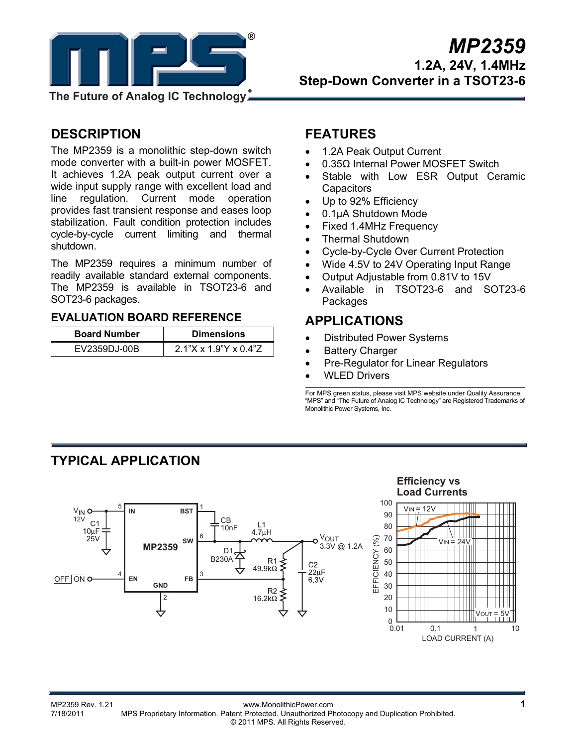# MP2359

## 1.2A, 24V, 1.4MHz Step-Down Converter in a TSOT23-6

## DESCRIPTION

The MP2359 is a monolithic step-down switch mode converter with a built-in power MOSFET. It achieves 1.2A peak output current over a wide input supply range with excellent load and line regulation. Current mode operation provides fast transient response and eases loop stabilization. Fault condition protection includes cycle-by-cycle current limiting and thermal shutdown.

The MP2359 requires a minimum number of readily available standard external components. The MP2359 is available in TSOT23-6 and SOT23-6 packages.

### EVALUATION BOARD REFERENCE

| Board Number | Dimensions |
|---|---|
| EV2359DJ-00B | 2.1"X x 1.9"Y x 0.4"Z |

## FEATURES

- 1.2A Peak Output Current
- 0.35Ω Internal Power MOSFET Switch
- Stable with Low ESR Output Ceramic Capacitors
- Up to 92% Efficiency
- 0.1μA Shutdown Mode
- Fixed 1.4MHz Frequency
- Thermal Shutdown
- Cycle-by-Cycle Over Current Protection
- Wide 4.5V to 24V Operating Input Range
- Output Adjustable from 0.81V to 15V
- Available in TSOT23-6 and SOT23-6 Packages

## APPLICATIONS

- Distributed Power Systems
- Battery Charger
- Pre-Regulator for Linear Regulators
- WLED Drivers

For MPS green status, please visit MPS website under Quality Assurance. "MPS" and "The Future of Analog IC Technology" are Registered Trademarks of Monolithic Power Systems, Inc.

## TYPICAL APPLICATION

**Efficiency vs Load Currents**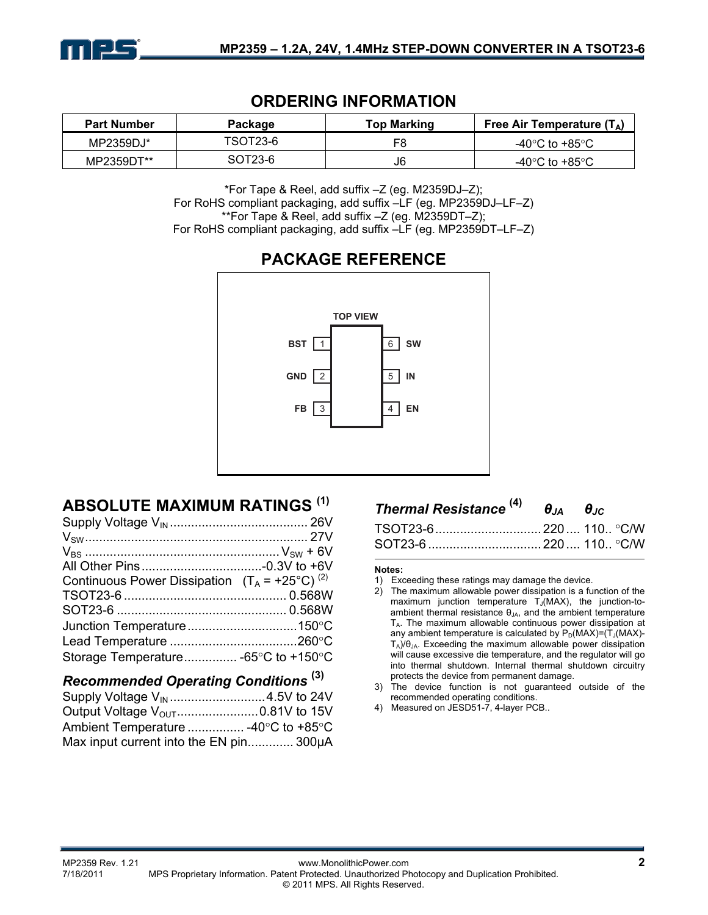## ORDERING INFORMATION

| Part Number | Package | Top Marking | Free Air Temperature ($T_A$) |
|---|---|---|---|
| MP2359DJ* | TSOT23-6 | F8 | -40°C to +85°C |
| MP2359DT** | SOT23-6 | J6 | -40°C to +85°C |

*For Tape & Reel, add suffix –Z (eg. M2359DJ–Z);
For RoHS compliant packaging, add suffix –LF (eg. MP2359DJ–LF–Z)
**For Tape & Reel, add suffix –Z (eg. M2359DT–Z);
For RoHS compliant packaging, add suffix –LF (eg. MP2359DT–LF–Z)

## PACKAGE REFERENCE

TOP VIEW

| Pin | Name | Pin | Name |
|---|---|---|---|
| 1 | BST | 6 | SW |
| 2 | GND | 5 | IN |
| 3 | FB | 4 | EN |

## ABSOLUTE MAXIMUM RATINGS [1]

Supply Voltage $V_{IN}$ .................................. 26V
$V_{SW}$ .................................................. 27V
$V_{BS}$ .................................................. $V_{SW}$ + 6V
All Other Pins .................................. -0.3V to +6V
Continuous Power Dissipation ($T_A$ = +25°C) [2]
TSOT23-6 .............................................. 0.568W
SOT23-6 ................................................ 0.568W
Junction Temperature .............................. 150°C
Lead Temperature .................................... 260°C
Storage Temperature ............... -65°C to +150°C

### *Recommended Operating Conditions* [3]

Supply Voltage $V_{IN}$ ............................ 4.5V to 24V
Output Voltage $V_{OUT}$ ........................ 0.81V to 15V
Ambient Temperature ................ -40°C to +85°C
Max input current into the EN pin ............ 300μA

### *Thermal Resistance* [4]

| | $\theta_{JA}$ | $\theta_{JC}$ | |
|---|---|---|---|
| TSOT23-6 | 220 | 110 | °C/W |
| SOT23-6 | 220 | 110 | °C/W |

**Notes:**

1) Exceeding these ratings may damage the device.
2) The maximum allowable power dissipation is a function of the maximum junction temperature $T_J$(MAX), the junction-to-ambient thermal resistance $\theta_{JA}$, and the ambient temperature $T_A$. The maximum allowable continuous power dissipation at any ambient temperature is calculated by $P_D(MAX)=(T_J(MAX)-T_A)/\theta_{JA}$. Exceeding the maximum allowable power dissipation will cause excessive die temperature, and the regulator will go into thermal shutdown. Internal thermal shutdown circuitry protects the device from permanent damage.
3) The device function is not guaranteed outside of the recommended operating conditions.
4) Measured on JESD51-7, 4-layer PCB..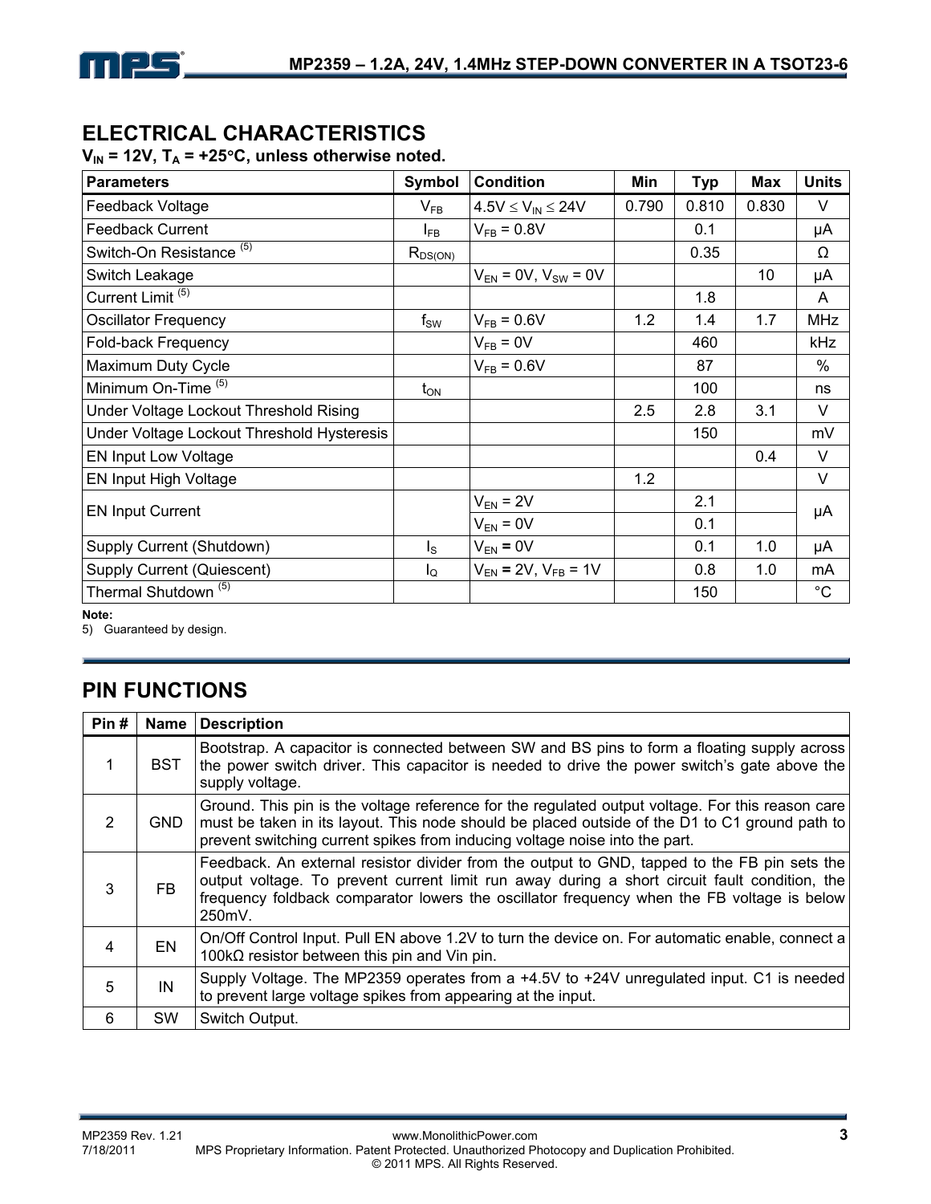## ELECTRICAL CHARACTERISTICS

**$V_{IN}$ = 12V, $T_A$ = +25°C, unless otherwise noted.**

| Parameters | Symbol | Condition | Min | Typ | Max | Units |
|---|---|---|---|---|---|---|
| Feedback Voltage | $V_{FB}$ | $4.5V \leq V_{IN} \leq 24V$ | 0.790 | 0.810 | 0.830 | V |
| Feedback Current | $I_{FB}$ | $V_{FB}$ = 0.8V | | 0.1 | | μA |
| Switch-On Resistance [5] | $R_{DS(ON)}$ | | | 0.35 | | Ω |
| Switch Leakage | | $V_{EN}$ = 0V, $V_{SW}$ = 0V | | | 10 | μA |
| Current Limit [5] | | | | 1.8 | | A |
| Oscillator Frequency | $f_{SW}$ | $V_{FB}$ = 0.6V | 1.2 | 1.4 | 1.7 | MHz |
| Fold-back Frequency | | $V_{FB}$ = 0V | | 460 | | kHz |
| Maximum Duty Cycle | | $V_{FB}$ = 0.6V | | 87 | | % |
| Minimum On-Time [5] | $t_{ON}$ | | | 100 | | ns |
| Under Voltage Lockout Threshold Rising | | | 2.5 | 2.8 | 3.1 | V |
| Under Voltage Lockout Threshold Hysteresis | | | | 150 | | mV |
| EN Input Low Voltage | | | | | 0.4 | V |
| EN Input High Voltage | | | 1.2 | | | V |
| EN Input Current | | $V_{EN}$ = 2V | | 2.1 | | μA |
| | | $V_{EN}$ = 0V | | 0.1 | | |
| Supply Current (Shutdown) | $I_S$ | $V_{EN}$ = 0V | | 0.1 | 1.0 | μA |
| Supply Current (Quiescent) | $I_Q$ | $V_{EN}$ = 2V, $V_{FB}$ = 1V | | 0.8 | 1.0 | mA |
| Thermal Shutdown [5] | | | | 150 | | °C |

**Note:**

5) Guaranteed by design.

## PIN FUNCTIONS

| Pin # | Name | Description |
|---|---|---|
| 1 | BST | Bootstrap. A capacitor is connected between SW and BS pins to form a floating supply across the power switch driver. This capacitor is needed to drive the power switch's gate above the supply voltage. |
| 2 | GND | Ground. This pin is the voltage reference for the regulated output voltage. For this reason care must be taken in its layout. This node should be placed outside of the D1 to C1 ground path to prevent switching current spikes from inducing voltage noise into the part. |
| 3 | FB | Feedback. An external resistor divider from the output to GND, tapped to the FB pin sets the output voltage. To prevent current limit run away during a short circuit fault condition, the frequency foldback comparator lowers the oscillator frequency when the FB voltage is below 250mV. |
| 4 | EN | On/Off Control Input. Pull EN above 1.2V to turn the device on. For automatic enable, connect a 100kΩ resistor between this pin and Vin pin. |
| 5 | IN | Supply Voltage. The MP2359 operates from a +4.5V to +24V unregulated input. C1 is needed to prevent large voltage spikes from appearing at the input. |
| 6 | SW | Switch Output. |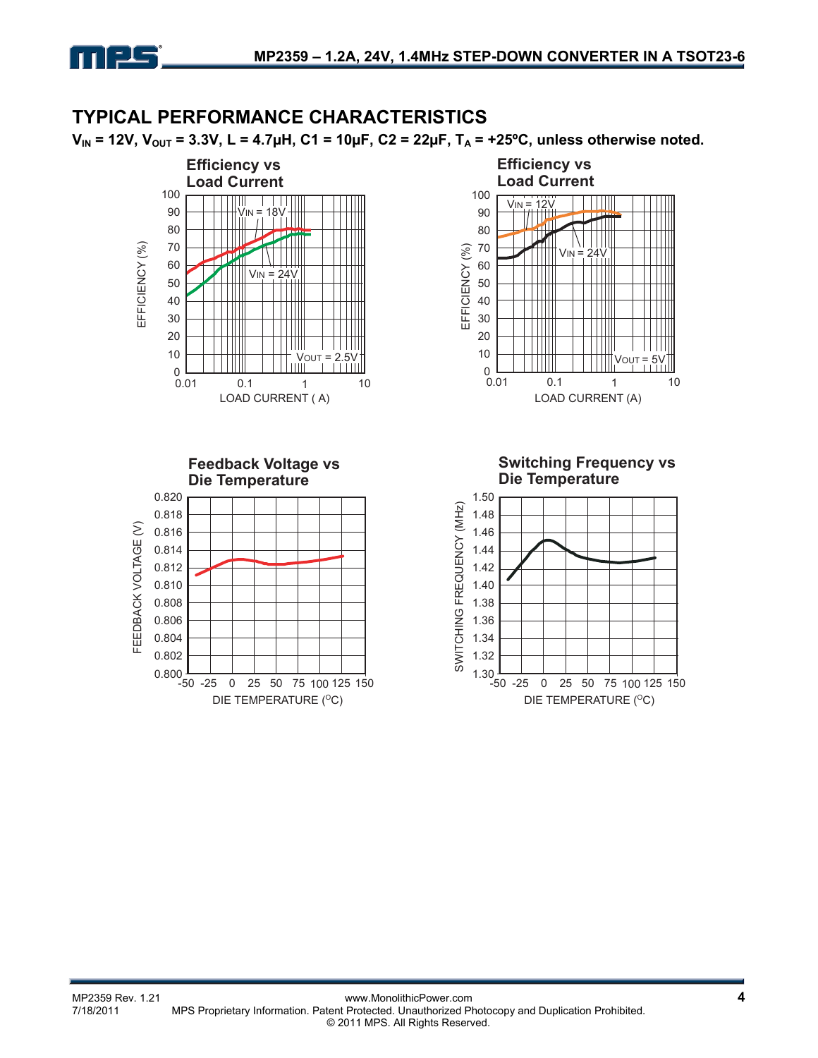## TYPICAL PERFORMANCE CHARACTERISTICS

**$V_{IN}$ = 12V, $V_{OUT}$ = 3.3V, L = 4.7µH, C1 = 10µF, C2 = 22µF, $T_A$ = +25ºC, unless otherwise noted.**

**Efficiency vs Load Current**

EFFICIENCY (%) vs LOAD CURRENT (A); $V_{IN}$ = 18V, $V_{IN}$ = 24V; $V_{OUT}$ = 2.5V

**Efficiency vs Load Current**

EFFICIENCY (%) vs LOAD CURRENT (A); $V_{IN}$ = 12V, $V_{IN}$ = 24V; $V_{OUT}$ = 5V

**Feedback Voltage vs Die Temperature**

FEEDBACK VOLTAGE (V) vs DIE TEMPERATURE (°C)

**Switching Frequency vs Die Temperature**

SWITCHING FREQUENCY (MHz) vs DIE TEMPERATURE (°C)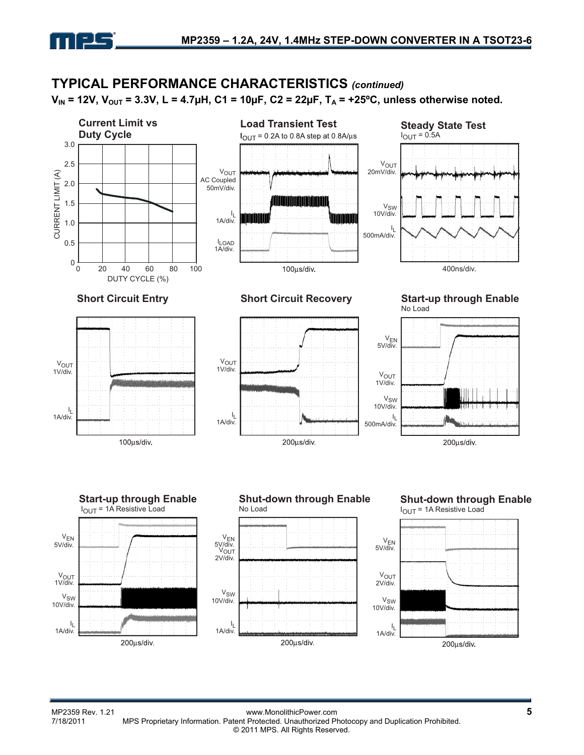## TYPICAL PERFORMANCE CHARACTERISTICS *(continued)*

**$V_{IN}$ = 12V, $V_{OUT}$ = 3.3V, L = 4.7µH, C1 = 10µF, C2 = 22µF, $T_A$ = +25ºC, unless otherwise noted.**

**Current Limit vs Duty Cycle**

CURRENT LIMIT (A)

DUTY CYCLE (%)

**Load Transient Test**

$I_{OUT}$ = 0.2A to 0.8A step at 0.8A/µs

$V_{OUT}$ AC Coupled 50mV/div.

$I_L$ 1A/div.

$I_{LOAD}$ 1A/div.

100µs/div.

**Steady State Test**

$I_{OUT}$ = 0.5A

$V_{OUT}$ 20mV/div.

$V_{SW}$ 10V/div.

$I_L$ 500mA/div.

400ns/div.

**Short Circuit Entry**

$V_{OUT}$ 1V/div.

$I_L$ 1A/div.

100µs/div.

**Short Circuit Recovery**

$V_{OUT}$ 1V/div.

$I_L$ 1A/div.

200µs/div.

**Start-up through Enable**

No Load

$V_{EN}$ 5V/div.

$V_{OUT}$ 1V/div.

$V_{SW}$ 10V/div.

$I_L$ 500mA/div.

200µs/div.

**Start-up through Enable**

$I_{OUT}$ = 1A Resistive Load

$V_{EN}$ 5V/div.

$V_{OUT}$ 1V/div.

$V_{SW}$ 10V/div.

$I_L$ 1A/div.

200µs/div.

**Shut-down through Enable**

No Load

$V_{EN}$ 5V/div.

$V_{OUT}$ 2V/div.

$V_{SW}$ 10V/div.

$I_L$ 1A/div.

200µs/div.

**Shut-down through Enable**

$I_{OUT}$ = 1A Resistive Load

$V_{EN}$ 5V/div.

$V_{OUT}$ 2V/div.

$V_{SW}$ 10V/div.

$I_L$ 1A/div.

200µs/div.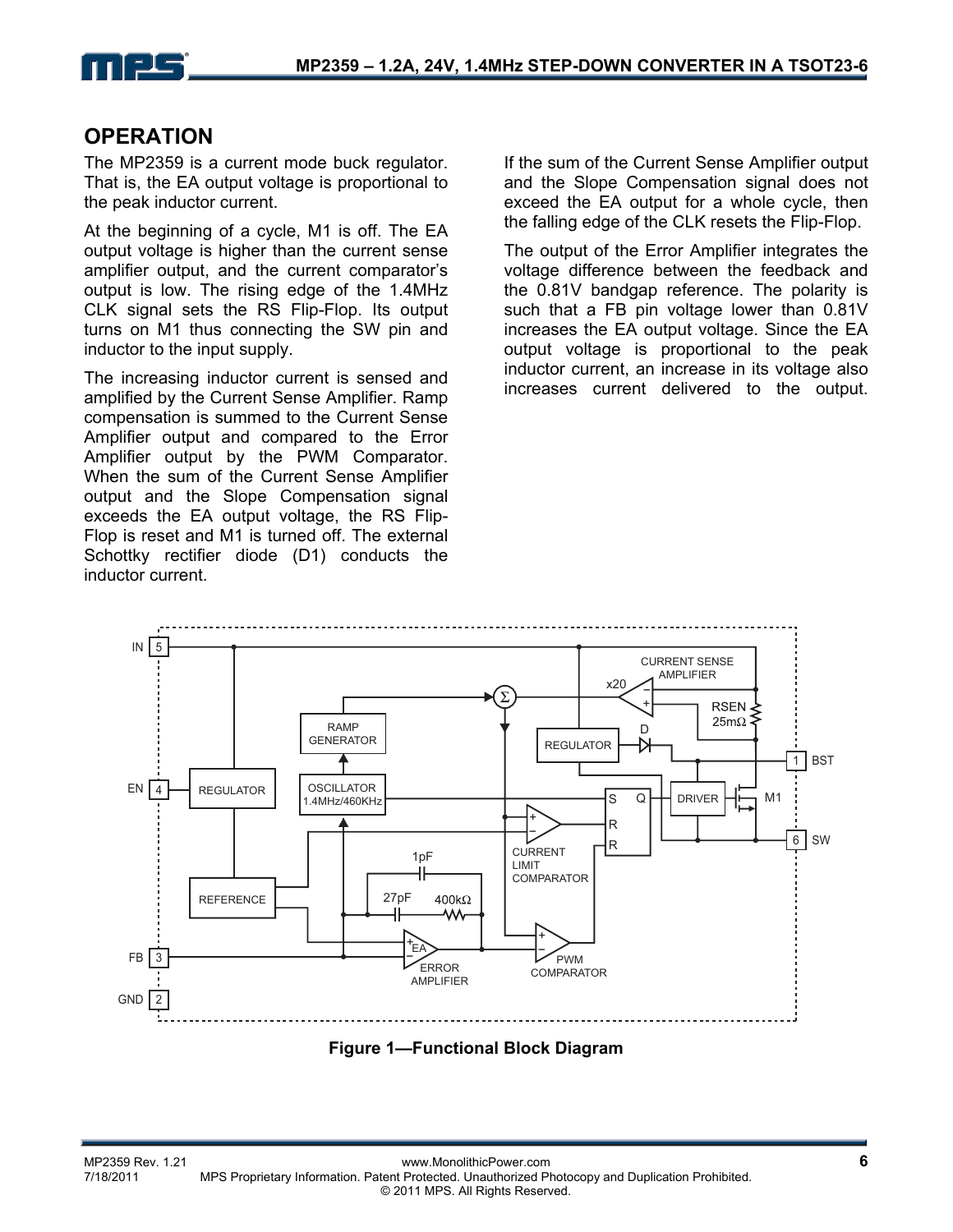## OPERATION

The MP2359 is a current mode buck regulator. That is, the EA output voltage is proportional to the peak inductor current.

At the beginning of a cycle, M1 is off. The EA output voltage is higher than the current sense amplifier output, and the current comparator's output is low. The rising edge of the 1.4MHz CLK signal sets the RS Flip-Flop. Its output turns on M1 thus connecting the SW pin and inductor to the input supply.

The increasing inductor current is sensed and amplified by the Current Sense Amplifier. Ramp compensation is summed to the Current Sense Amplifier output and compared to the Error Amplifier output by the PWM Comparator. When the sum of the Current Sense Amplifier output and the Slope Compensation signal exceeds the EA output voltage, the RS Flip-Flop is reset and M1 is turned off. The external Schottky rectifier diode (D1) conducts the inductor current.

If the sum of the Current Sense Amplifier output and the Slope Compensation signal does not exceed the EA output for a whole cycle, then the falling edge of the CLK resets the Flip-Flop.

The output of the Error Amplifier integrates the voltage difference between the feedback and the 0.81V bandgap reference. The polarity is such that a FB pin voltage lower than 0.81V increases the EA output voltage. Since the EA output voltage is proportional to the peak inductor current, an increase in its voltage also increases current delivered to the output.

**Figure 1—Functional Block Diagram**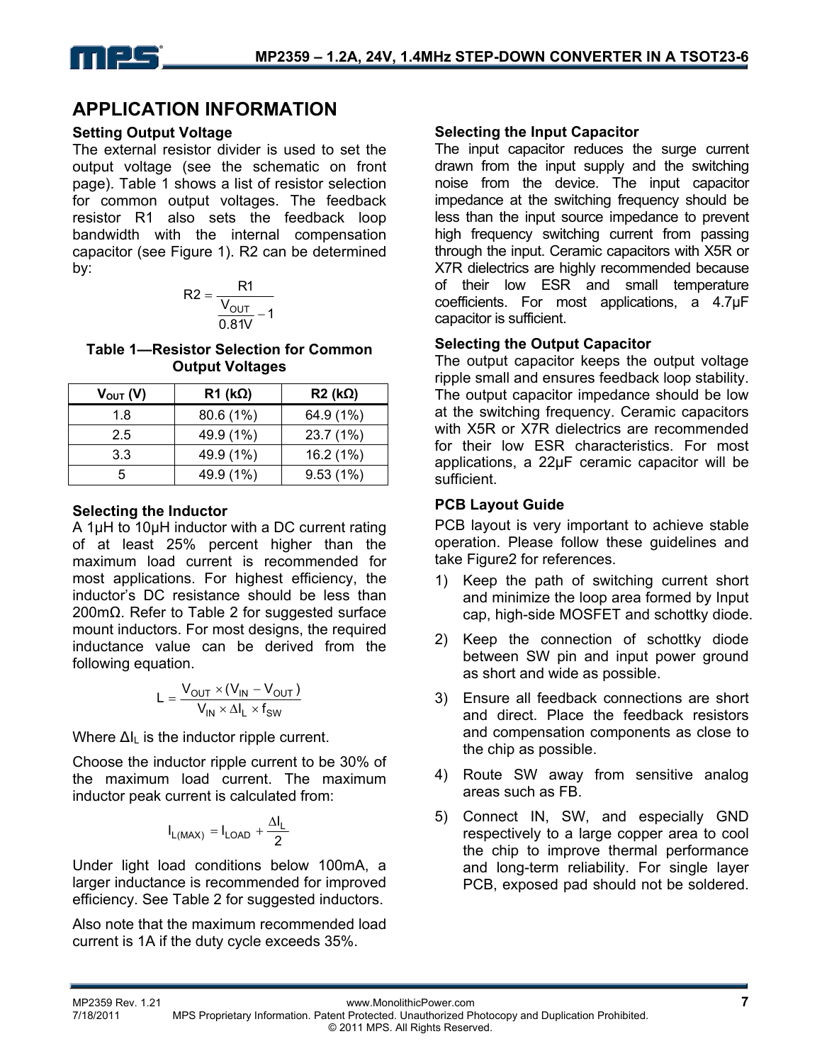## APPLICATION INFORMATION

### Setting Output Voltage

The external resistor divider is used to set the output voltage (see the schematic on front page). Table 1 shows a list of resistor selection for common output voltages. The feedback resistor R1 also sets the feedback loop bandwidth with the internal compensation capacitor (see Figure 1). R2 can be determined by:

$$R2 = \frac{R1}{\frac{V_{OUT}}{0.81V} - 1}$$

**Table 1—Resistor Selection for Common Output Voltages**

| $V_{OUT}$ (V) | R1 (kΩ) | R2 (kΩ) |
|---|---|---|
| 1.8 | 80.6 (1%) | 64.9 (1%) |
| 2.5 | 49.9 (1%) | 23.7 (1%) |
| 3.3 | 49.9 (1%) | 16.2 (1%) |
| 5 | 49.9 (1%) | 9.53 (1%) |

### Selecting the Inductor

A 1µH to 10µH inductor with a DC current rating of at least 25% percent higher than the maximum load current is recommended for most applications. For highest efficiency, the inductor's DC resistance should be less than 200mΩ. Refer to Table 2 for suggested surface mount inductors. For most designs, the required inductance value can be derived from the following equation.

$$L = \frac{V_{OUT} \times (V_{IN} - V_{OUT})}{V_{IN} \times \Delta I_L \times f_{SW}}$$

Where $\Delta I_L$ is the inductor ripple current.

Choose the inductor ripple current to be 30% of the maximum load current. The maximum inductor peak current is calculated from:

$$I_{L(MAX)} = I_{LOAD} + \frac{\Delta I_L}{2}$$

Under light load conditions below 100mA, a larger inductance is recommended for improved efficiency. See Table 2 for suggested inductors.

Also note that the maximum recommended load current is 1A if the duty cycle exceeds 35%.

### Selecting the Input Capacitor

The input capacitor reduces the surge current drawn from the input supply and the switching noise from the device. The input capacitor impedance at the switching frequency should be less than the input source impedance to prevent high frequency switching current from passing through the input. Ceramic capacitors with X5R or X7R dielectrics are highly recommended because of their low ESR and small temperature coefficients. For most applications, a 4.7µF capacitor is sufficient.

### Selecting the Output Capacitor

The output capacitor keeps the output voltage ripple small and ensures feedback loop stability. The output capacitor impedance should be low at the switching frequency. Ceramic capacitors with X5R or X7R dielectrics are recommended for their low ESR characteristics. For most applications, a 22µF ceramic capacitor will be sufficient.

### PCB Layout Guide

PCB layout is very important to achieve stable operation. Please follow these guidelines and take Figure2 for references.

1) Keep the path of switching current short and minimize the loop area formed by Input cap, high-side MOSFET and schottky diode.
2) Keep the connection of schottky diode between SW pin and input power ground as short and wide as possible.
3) Ensure all feedback connections are short and direct. Place the feedback resistors and compensation components as close to the chip as possible.
4) Route SW away from sensitive analog areas such as FB.
5) Connect IN, SW, and especially GND respectively to a large copper area to cool the chip to improve thermal performance and long-term reliability. For single layer PCB, exposed pad should not be soldered.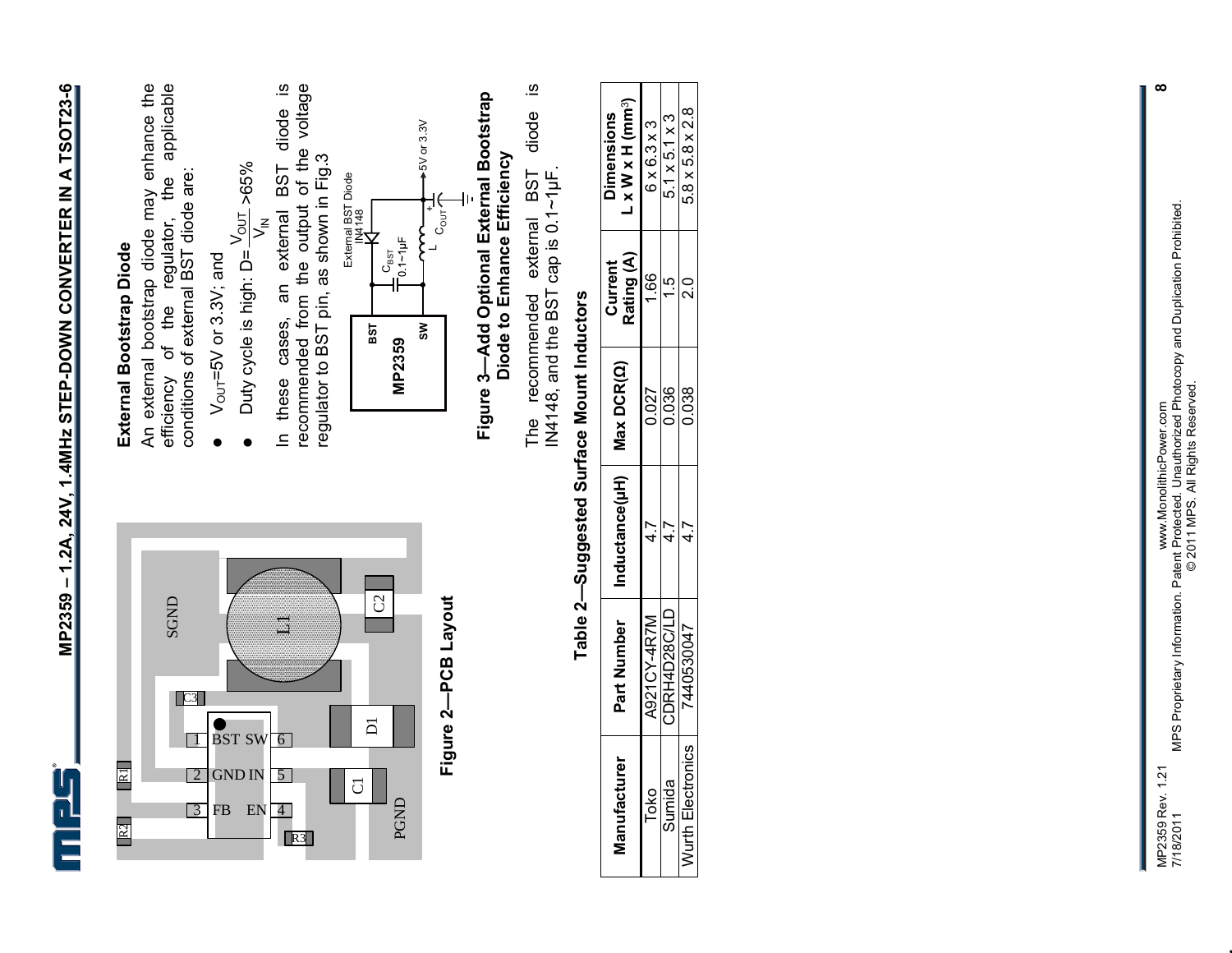Figure 2—PCB Layout

### External Bootstrap Diode

An external bootstrap diode may enhance the efficiency of the regulator, the applicable conditions of external BST diode are:

- $V_{OUT}$=5V or 3.3V; and
- Duty cycle is high: D= $\frac{V_{OUT}}{V_{IN}}$ >65%

In these cases, an external BST diode is recommended from the output of the voltage regulator to BST pin, as shown in Fig.3

Figure 3—Add Optional External Bootstrap Diode to Enhance Efficiency

The recommended external BST diode is IN4148, and the BST cap is 0.1~1µF.

**Table 2—Suggested Surface Mount Inductors**

| Manufacturer | Part Number | Inductance(µH) | Max DCR(Ω) | Current Rating (A) | Dimensions L x W x H (mm³) |
|---|---|---|---|---|---|
| Toko | A921CY-4R7M | 4.7 | 0.027 | 1.66 | 6 x 6.3 x 3 |
| Sumida | CDRH4D28C/LD | 4.7 | 0.036 | 1.5 | 5.1 x 5.1 x 3 |
| Wurth Electronics | 7440530047 | 4.7 | 0.038 | 2.0 | 5.8 x 5.8 x 2.8 |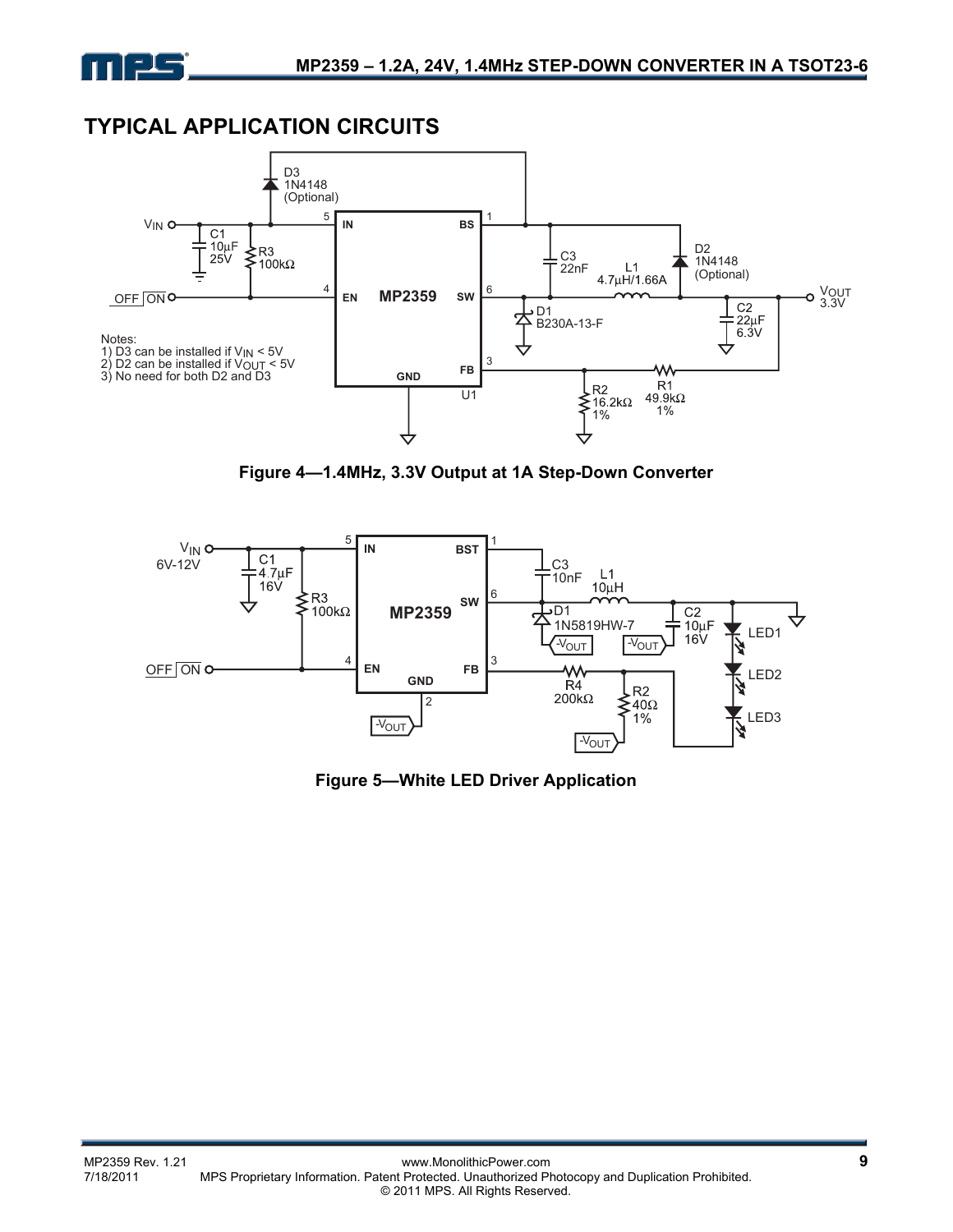## TYPICAL APPLICATION CIRCUITS

Notes:
1) D3 can be installed if $V_{IN}$ < 5V
2) D2 can be installed if $V_{OUT}$ < 5V
3) No need for both D2 and D3

**Figure 4—1.4MHz, 3.3V Output at 1A Step-Down Converter**

**Figure 5—White LED Driver Application**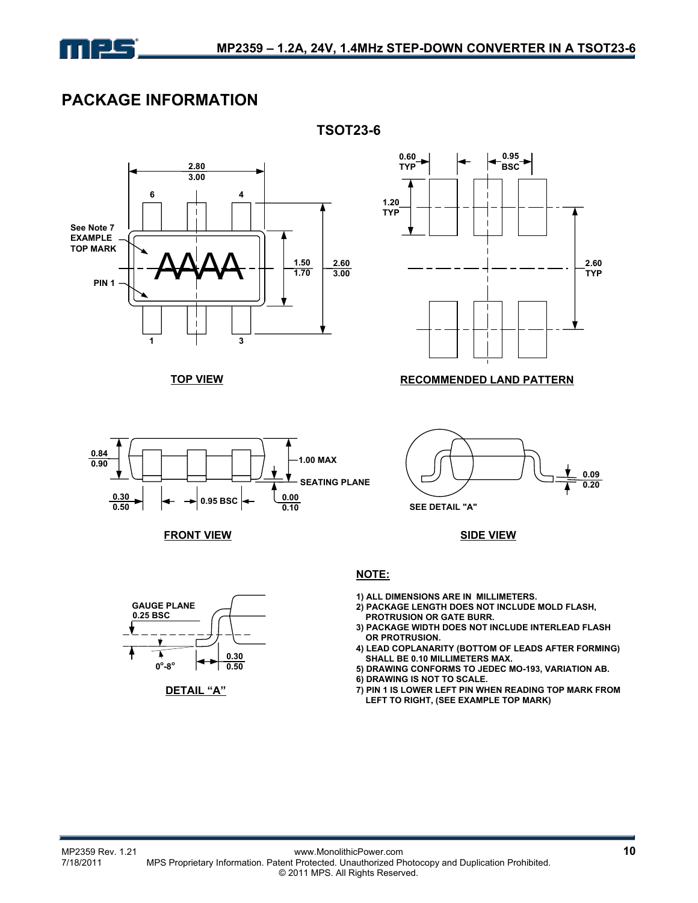# PACKAGE INFORMATION

## TSOT23-6

TOP VIEW

RECOMMENDED LAND PATTERN

FRONT VIEW

SIDE VIEW

DETAIL "A"

**NOTE:**

1) ALL DIMENSIONS ARE IN MILLIMETERS.
2) PACKAGE LENGTH DOES NOT INCLUDE MOLD FLASH, PROTRUSION OR GATE BURR.
3) PACKAGE WIDTH DOES NOT INCLUDE INTERLEAD FLASH OR PROTRUSION.
4) LEAD COPLANARITY (BOTTOM OF LEADS AFTER FORMING) SHALL BE 0.10 MILLIMETERS MAX.
5) DRAWING CONFORMS TO JEDEC MO-193, VARIATION AB.
6) DRAWING IS NOT TO SCALE.
7) PIN 1 IS LOWER LEFT PIN WHEN READING TOP MARK FROM LEFT TO RIGHT, (SEE EXAMPLE TOP MARK)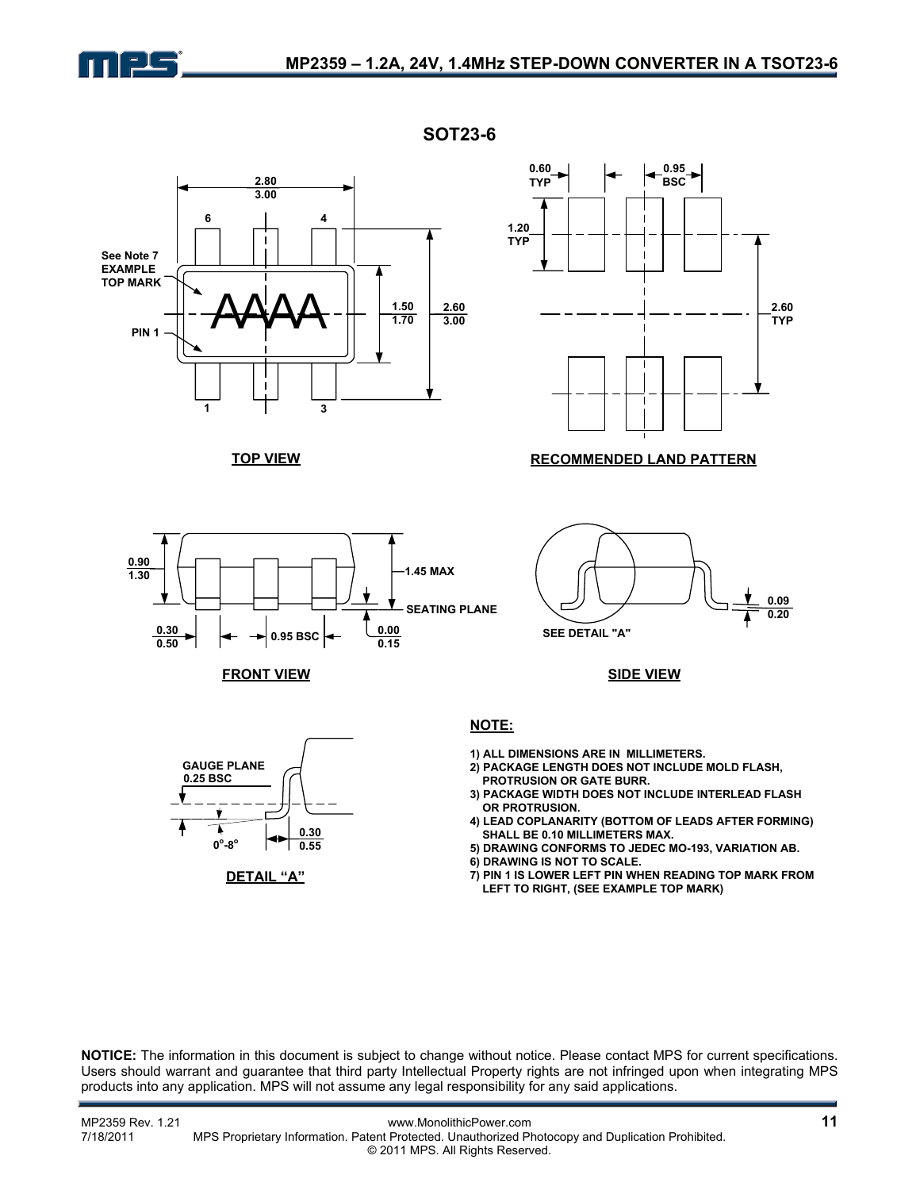## SOT23-6

2.80
3.00

6
4

See Note 7
EXAMPLE
TOP MARK

AAAA

PIN 1

1
3

1.50
1.70

2.60
3.00

TOP VIEW

0.60
TYP

0.95
BSC

1.20
TYP

2.60
TYP

RECOMMENDED LAND PATTERN

0.90
1.30

1.45 MAX

SEATING PLANE

0.30
0.50

0.95 BSC

0.00
0.15

FRONT VIEW

SEE DETAIL "A"

0.09
0.20

SIDE VIEW

GAUGE PLANE
0.25 BSC

0°-8°

0.30
0.55

DETAIL "A"

**NOTE:**

1) ALL DIMENSIONS ARE IN MILLIMETERS.
2) PACKAGE LENGTH DOES NOT INCLUDE MOLD FLASH, PROTRUSION OR GATE BURR.
3) PACKAGE WIDTH DOES NOT INCLUDE INTERLEAD FLASH OR PROTRUSION.
4) LEAD COPLANARITY (BOTTOM OF LEADS AFTER FORMING) SHALL BE 0.10 MILLIMETERS MAX.
5) DRAWING CONFORMS TO JEDEC MO-193, VARIATION AB.
6) DRAWING IS NOT TO SCALE.
7) PIN 1 IS LOWER LEFT PIN WHEN READING TOP MARK FROM LEFT TO RIGHT, (SEE EXAMPLE TOP MARK)

**NOTICE:** The information in this document is subject to change without notice. Please contact MPS for current specifications. Users should warrant and guarantee that third party Intellectual Property rights are not infringed upon when integrating MPS products into any application. MPS will not assume any legal responsibility for any said applications.